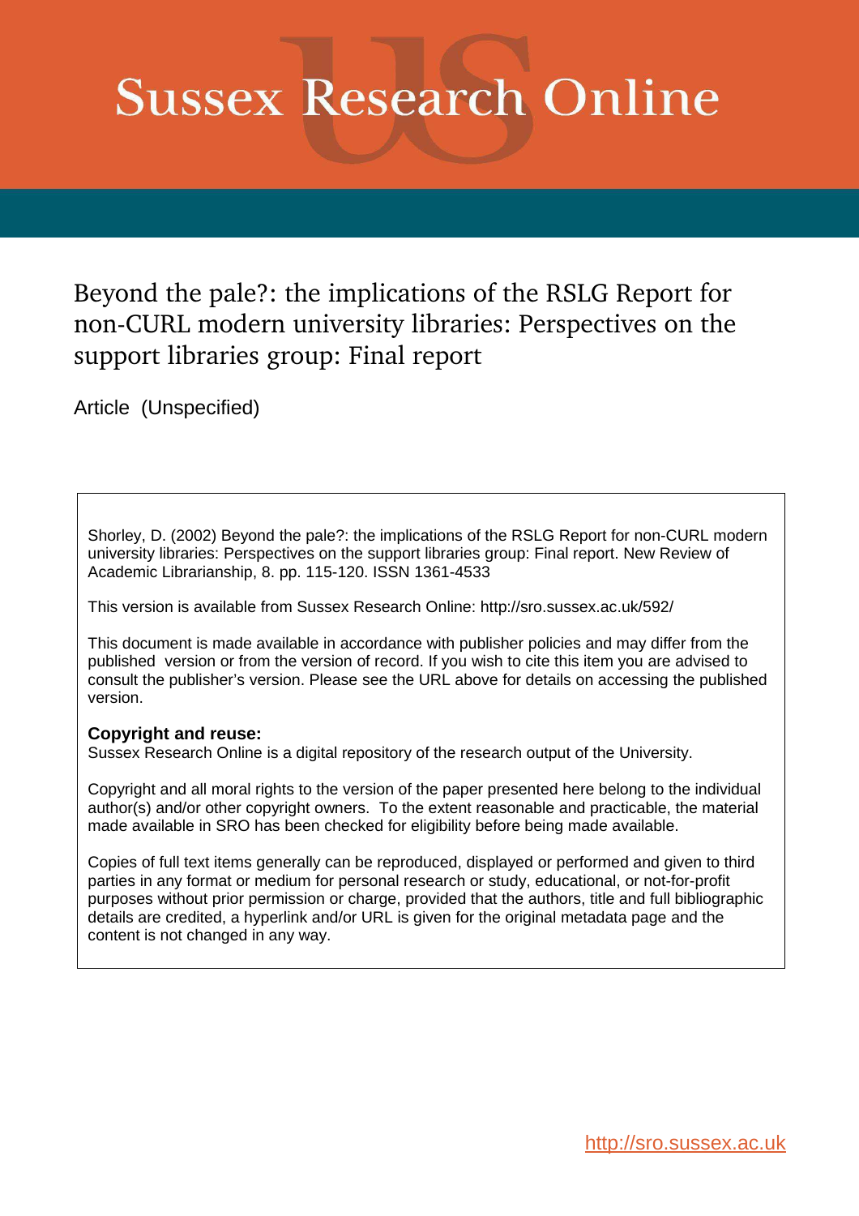# Sussex Research Online

## Beyond the pale?: the implications of the RSLG Report for non-CURL modern university libraries: Perspectives on the support libraries group: Final report

Article (Unspecified)

Shorley, D. (2002) Beyond the pale?: the implications of the RSLG Report for non-CURL modern university libraries: Perspectives on the support libraries group: Final report. New Review of Academic Librarianship, 8. pp. 115-120. ISSN 1361-4533

This version is available from Sussex Research Online: http://sro.sussex.ac.uk/592/

This document is made available in accordance with publisher policies and may differ from the published version or from the version of record. If you wish to cite this item you are advised to consult the publisher's version. Please see the URL above for details on accessing the published version.

**Copyright and reuse:**
Sussex Research Online is a digital repository of the research output of the University.

Copyright and all moral rights to the version of the paper presented here belong to the individual author(s) and/or other copyright owners. To the extent reasonable and practicable, the material made available in SRO has been checked for eligibility before being made available.

Copies of full text items generally can be reproduced, displayed or performed and given to third parties in any format or medium for personal research or study, educational, or not-for-profit purposes without prior permission or charge, provided that the authors, title and full bibliographic details are credited, a hyperlink and/or URL is given for the original metadata page and the content is not changed in any way.

http://sro.sussex.ac.uk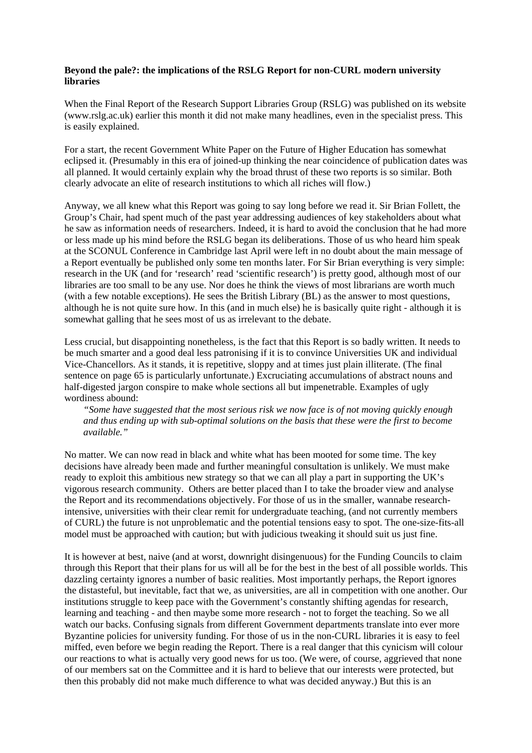**Beyond the pale?: the implications of the RSLG Report for non-CURL modern university libraries**

When the Final Report of the Research Support Libraries Group (RSLG) was published on its website (www.rslg.ac.uk) earlier this month it did not make many headlines, even in the specialist press. This is easily explained.

For a start, the recent Government White Paper on the Future of Higher Education has somewhat eclipsed it. (Presumably in this era of joined-up thinking the near coincidence of publication dates was all planned. It would certainly explain why the broad thrust of these two reports is so similar. Both clearly advocate an elite of research institutions to which all riches will flow.)

Anyway, we all knew what this Report was going to say long before we read it. Sir Brian Follett, the Group's Chair, had spent much of the past year addressing audiences of key stakeholders about what he saw as information needs of researchers. Indeed, it is hard to avoid the conclusion that he had more or less made up his mind before the RSLG began its deliberations. Those of us who heard him speak at the SCONUL Conference in Cambridge last April were left in no doubt about the main message of a Report eventually be published only some ten months later. For Sir Brian everything is very simple: research in the UK (and for 'research' read 'scientific research') is pretty good, although most of our libraries are too small to be any use. Nor does he think the views of most librarians are worth much (with a few notable exceptions). He sees the British Library (BL) as the answer to most questions, although he is not quite sure how. In this (and in much else) he is basically quite right - although it is somewhat galling that he sees most of us as irrelevant to the debate.

Less crucial, but disappointing nonetheless, is the fact that this Report is so badly written. It needs to be much smarter and a good deal less patronising if it is to convince Universities UK and individual Vice-Chancellors. As it stands, it is repetitive, sloppy and at times just plain illiterate. (The final sentence on page 65 is particularly unfortunate.) Excruciating accumulations of abstract nouns and half-digested jargon conspire to make whole sections all but impenetrable. Examples of ugly wordiness abound:

> *"Some have suggested that the most serious risk we now face is of not moving quickly enough and thus ending up with sub-optimal solutions on the basis that these were the first to become available."*

No matter. We can now read in black and white what has been mooted for some time. The key decisions have already been made and further meaningful consultation is unlikely. We must make ready to exploit this ambitious new strategy so that we can all play a part in supporting the UK's vigorous research community. Others are better placed than I to take the broader view and analyse the Report and its recommendations objectively. For those of us in the smaller, wannabe research-intensive, universities with their clear remit for undergraduate teaching, (and not currently members of CURL) the future is not unproblematic and the potential tensions easy to spot. The one-size-fits-all model must be approached with caution; but with judicious tweaking it should suit us just fine.

It is however at best, naive (and at worst, downright disingenuous) for the Funding Councils to claim through this Report that their plans for us will all be for the best in the best of all possible worlds. This dazzling certainty ignores a number of basic realities. Most importantly perhaps, the Report ignores the distasteful, but inevitable, fact that we, as universities, are all in competition with one another. Our institutions struggle to keep pace with the Government's constantly shifting agendas for research, learning and teaching - and then maybe some more research - not to forget the teaching. So we all watch our backs. Confusing signals from different Government departments translate into ever more Byzantine policies for university funding. For those of us in the non-CURL libraries it is easy to feel miffed, even before we begin reading the Report. There is a real danger that this cynicism will colour our reactions to what is actually very good news for us too. (We were, of course, aggrieved that none of our members sat on the Committee and it is hard to believe that our interests were protected, but then this probably did not make much difference to what was decided anyway.) But this is an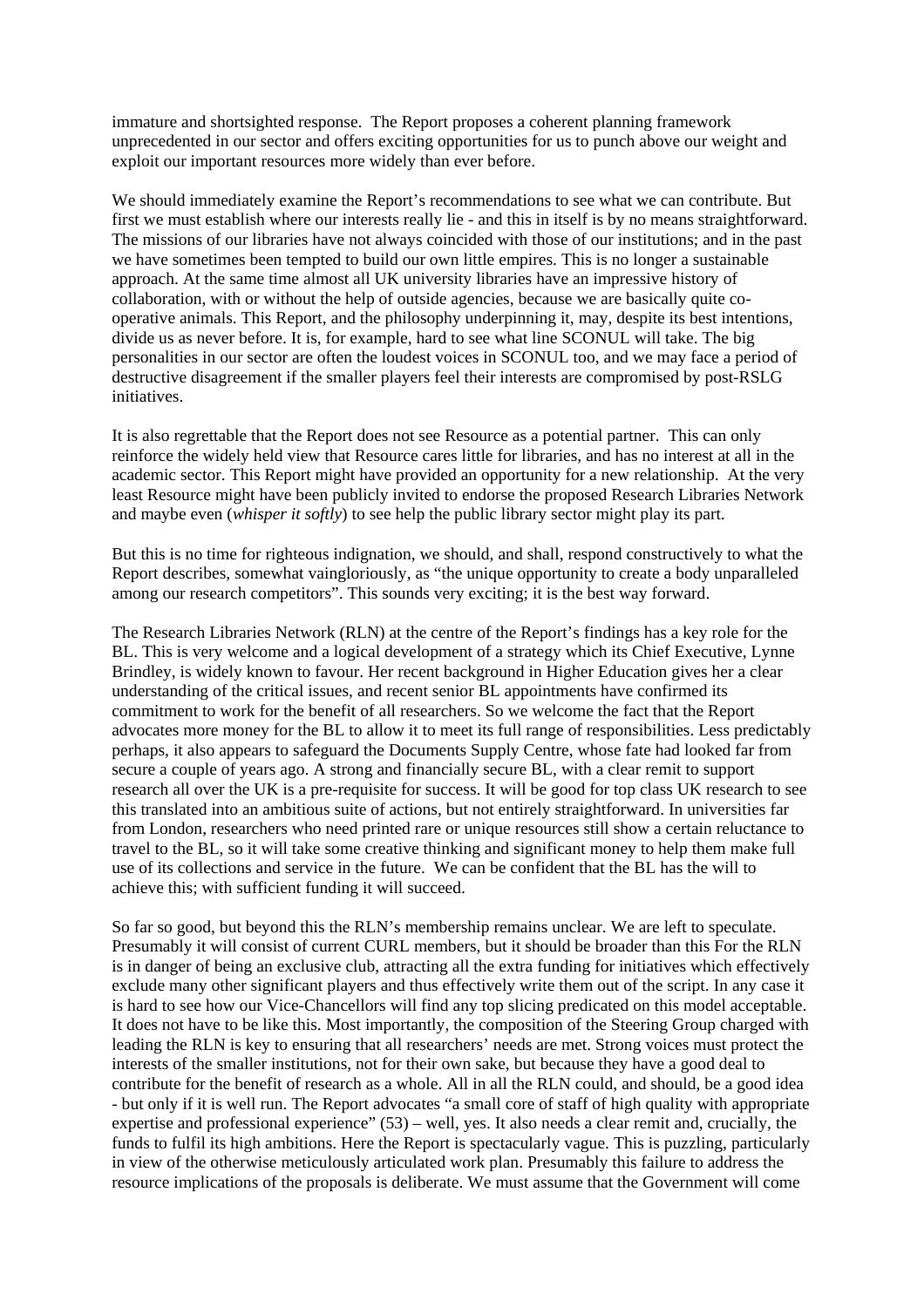immature and shortsighted response. The Report proposes a coherent planning framework unprecedented in our sector and offers exciting opportunities for us to punch above our weight and exploit our important resources more widely than ever before.

We should immediately examine the Report's recommendations to see what we can contribute. But first we must establish where our interests really lie - and this in itself is by no means straightforward. The missions of our libraries have not always coincided with those of our institutions; and in the past we have sometimes been tempted to build our own little empires. This is no longer a sustainable approach. At the same time almost all UK university libraries have an impressive history of collaboration, with or without the help of outside agencies, because we are basically quite co-operative animals. This Report, and the philosophy underpinning it, may, despite its best intentions, divide us as never before. It is, for example, hard to see what line SCONUL will take. The big personalities in our sector are often the loudest voices in SCONUL too, and we may face a period of destructive disagreement if the smaller players feel their interests are compromised by post-RSLG initiatives.

It is also regrettable that the Report does not see Resource as a potential partner. This can only reinforce the widely held view that Resource cares little for libraries, and has no interest at all in the academic sector. This Report might have provided an opportunity for a new relationship. At the very least Resource might have been publicly invited to endorse the proposed Research Libraries Network and maybe even (*whisper it softly*) to see help the public library sector might play its part.

But this is no time for righteous indignation, we should, and shall, respond constructively to what the Report describes, somewhat vaingloriously, as "the unique opportunity to create a body unparalleled among our research competitors". This sounds very exciting; it is the best way forward.

The Research Libraries Network (RLN) at the centre of the Report's findings has a key role for the BL. This is very welcome and a logical development of a strategy which its Chief Executive, Lynne Brindley, is widely known to favour. Her recent background in Higher Education gives her a clear understanding of the critical issues, and recent senior BL appointments have confirmed its commitment to work for the benefit of all researchers. So we welcome the fact that the Report advocates more money for the BL to allow it to meet its full range of responsibilities. Less predictably perhaps, it also appears to safeguard the Documents Supply Centre, whose fate had looked far from secure a couple of years ago. A strong and financially secure BL, with a clear remit to support research all over the UK is a pre-requisite for success. It will be good for top class UK research to see this translated into an ambitious suite of actions, but not entirely straightforward. In universities far from London, researchers who need printed rare or unique resources still show a certain reluctance to travel to the BL, so it will take some creative thinking and significant money to help them make full use of its collections and service in the future. We can be confident that the BL has the will to achieve this; with sufficient funding it will succeed.

So far so good, but beyond this the RLN's membership remains unclear. We are left to speculate. Presumably it will consist of current CURL members, but it should be broader than this For the RLN is in danger of being an exclusive club, attracting all the extra funding for initiatives which effectively exclude many other significant players and thus effectively write them out of the script. In any case it is hard to see how our Vice-Chancellors will find any top slicing predicated on this model acceptable. It does not have to be like this. Most importantly, the composition of the Steering Group charged with leading the RLN is key to ensuring that all researchers' needs are met. Strong voices must protect the interests of the smaller institutions, not for their own sake, but because they have a good deal to contribute for the benefit of research as a whole. All in all the RLN could, and should, be a good idea - but only if it is well run. The Report advocates "a small core of staff of high quality with appropriate expertise and professional experience" (53) – well, yes. It also needs a clear remit and, crucially, the funds to fulfil its high ambitions. Here the Report is spectacularly vague. This is puzzling, particularly in view of the otherwise meticulously articulated work plan. Presumably this failure to address the resource implications of the proposals is deliberate. We must assume that the Government will come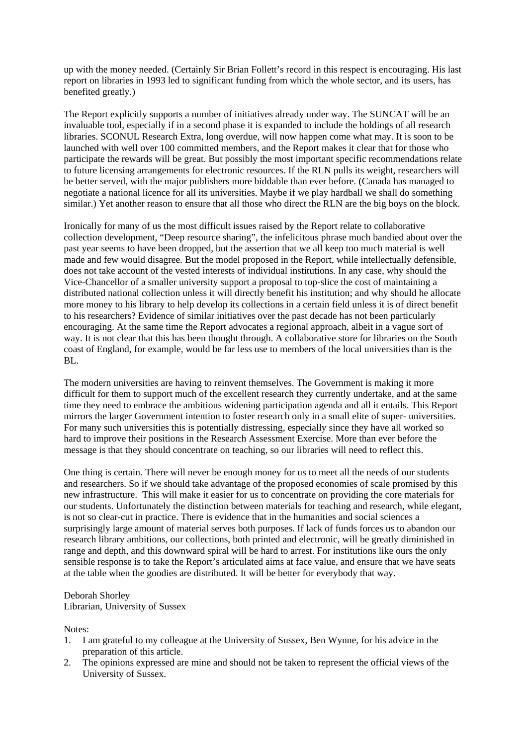up with the money needed. (Certainly Sir Brian Follett's record in this respect is encouraging. His last report on libraries in 1993 led to significant funding from which the whole sector, and its users, has benefited greatly.)

The Report explicitly supports a number of initiatives already under way. The SUNCAT will be an invaluable tool, especially if in a second phase it is expanded to include the holdings of all research libraries. SCONUL Research Extra, long overdue, will now happen come what may. It is soon to be launched with well over 100 committed members, and the Report makes it clear that for those who participate the rewards will be great. But possibly the most important specific recommendations relate to future licensing arrangements for electronic resources. If the RLN pulls its weight, researchers will be better served, with the major publishers more biddable than ever before. (Canada has managed to negotiate a national licence for all its universities. Maybe if we play hardball we shall do something similar.) Yet another reason to ensure that all those who direct the RLN are the big boys on the block.

Ironically for many of us the most difficult issues raised by the Report relate to collaborative collection development, "Deep resource sharing", the infelicitous phrase much bandied about over the past year seems to have been dropped, but the assertion that we all keep too much material is well made and few would disagree. But the model proposed in the Report, while intellectually defensible, does not take account of the vested interests of individual institutions. In any case, why should the Vice-Chancellor of a smaller university support a proposal to top-slice the cost of maintaining a distributed national collection unless it will directly benefit his institution; and why should he allocate more money to his library to help develop its collections in a certain field unless it is of direct benefit to his researchers? Evidence of similar initiatives over the past decade has not been particularly encouraging. At the same time the Report advocates a regional approach, albeit in a vague sort of way. It is not clear that this has been thought through. A collaborative store for libraries on the South coast of England, for example, would be far less use to members of the local universities than is the BL.

The modern universities are having to reinvent themselves. The Government is making it more difficult for them to support much of the excellent research they currently undertake, and at the same time they need to embrace the ambitious widening participation agenda and all it entails. This Report mirrors the larger Government intention to foster research only in a small elite of super- universities. For many such universities this is potentially distressing, especially since they have all worked so hard to improve their positions in the Research Assessment Exercise. More than ever before the message is that they should concentrate on teaching, so our libraries will need to reflect this.

One thing is certain. There will never be enough money for us to meet all the needs of our students and researchers. So if we should take advantage of the proposed economies of scale promised by this new infrastructure. This will make it easier for us to concentrate on providing the core materials for our students. Unfortunately the distinction between materials for teaching and research, while elegant, is not so clear-cut in practice. There is evidence that in the humanities and social sciences a surprisingly large amount of material serves both purposes. If lack of funds forces us to abandon our research library ambitions, our collections, both printed and electronic, will be greatly diminished in range and depth, and this downward spiral will be hard to arrest. For institutions like ours the only sensible response is to take the Report's articulated aims at face value, and ensure that we have seats at the table when the goodies are distributed. It will be better for everybody that way.

Deborah Shorley
Librarian, University of Sussex

Notes:

1. I am grateful to my colleague at the University of Sussex, Ben Wynne, for his advice in the preparation of this article.
2. The opinions expressed are mine and should not be taken to represent the official views of the University of Sussex.